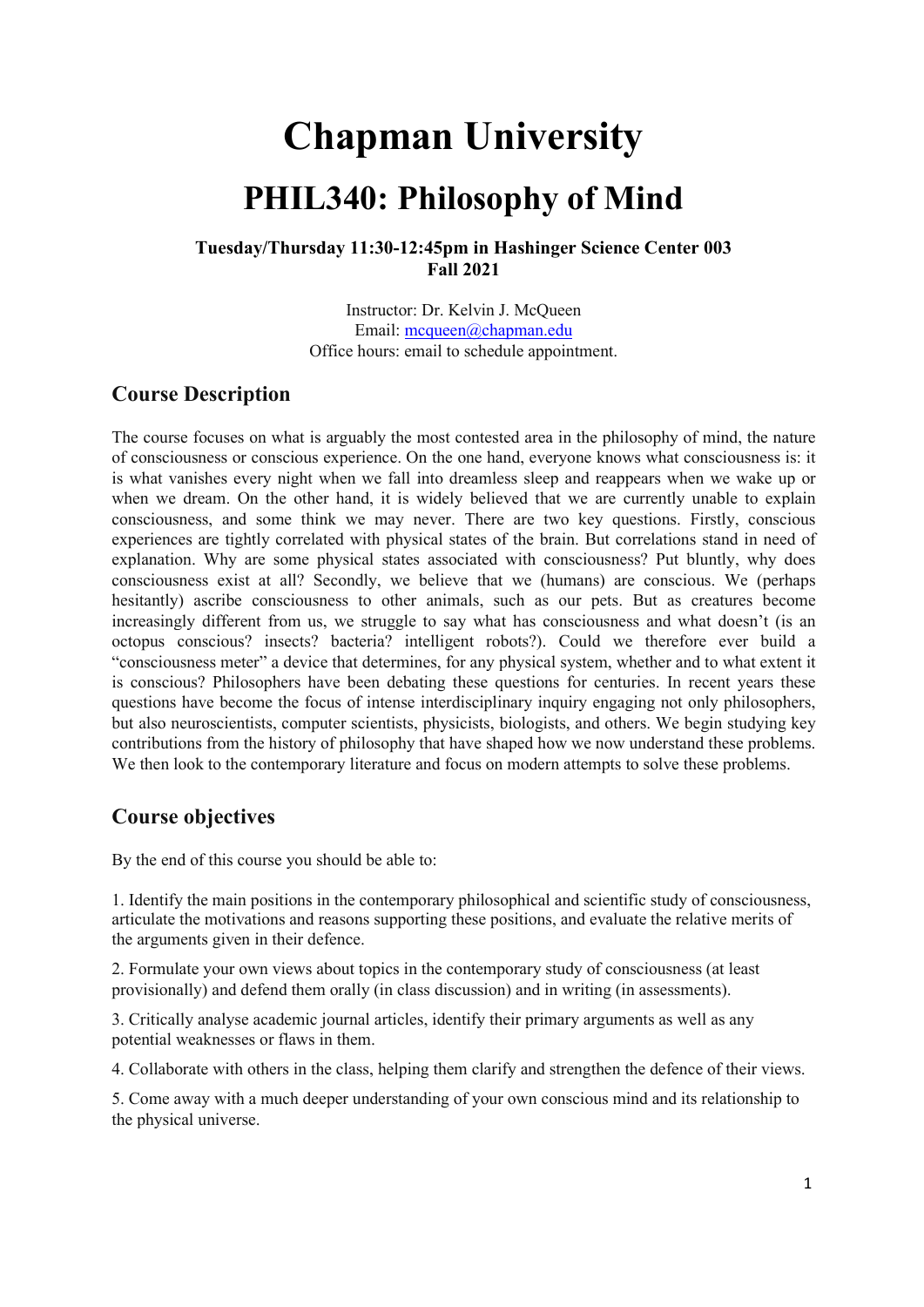# Chapman University

# PHIL340: Philosophy of Mind

**Tuesday/Thursday 11:30-12:45pm in Hashinger Science Center 003**
**Fall 2021**

Instructor: Dr. Kelvin J. McQueen
Email: mcqueen@chapman.edu
Office hours: email to schedule appointment.

## Course Description

The course focuses on what is arguably the most contested area in the philosophy of mind, the nature of consciousness or conscious experience. On the one hand, everyone knows what consciousness is: it is what vanishes every night when we fall into dreamless sleep and reappears when we wake up or when we dream. On the other hand, it is widely believed that we are currently unable to explain consciousness, and some think we may never. There are two key questions. Firstly, conscious experiences are tightly correlated with physical states of the brain. But correlations stand in need of explanation. Why are some physical states associated with consciousness? Put bluntly, why does consciousness exist at all? Secondly, we believe that we (humans) are conscious. We (perhaps hesitantly) ascribe consciousness to other animals, such as our pets. But as creatures become increasingly different from us, we struggle to say what has consciousness and what doesn't (is an octopus conscious? insects? bacteria? intelligent robots?). Could we therefore ever build a "consciousness meter" a device that determines, for any physical system, whether and to what extent it is conscious? Philosophers have been debating these questions for centuries. In recent years these questions have become the focus of intense interdisciplinary inquiry engaging not only philosophers, but also neuroscientists, computer scientists, physicists, biologists, and others. We begin studying key contributions from the history of philosophy that have shaped how we now understand these problems. We then look to the contemporary literature and focus on modern attempts to solve these problems.

## Course objectives

By the end of this course you should be able to:

1. Identify the main positions in the contemporary philosophical and scientific study of consciousness, articulate the motivations and reasons supporting these positions, and evaluate the relative merits of the arguments given in their defence.

2. Formulate your own views about topics in the contemporary study of consciousness (at least provisionally) and defend them orally (in class discussion) and in writing (in assessments).

3. Critically analyse academic journal articles, identify their primary arguments as well as any potential weaknesses or flaws in them.

4. Collaborate with others in the class, helping them clarify and strengthen the defence of their views.

5. Come away with a much deeper understanding of your own conscious mind and its relationship to the physical universe.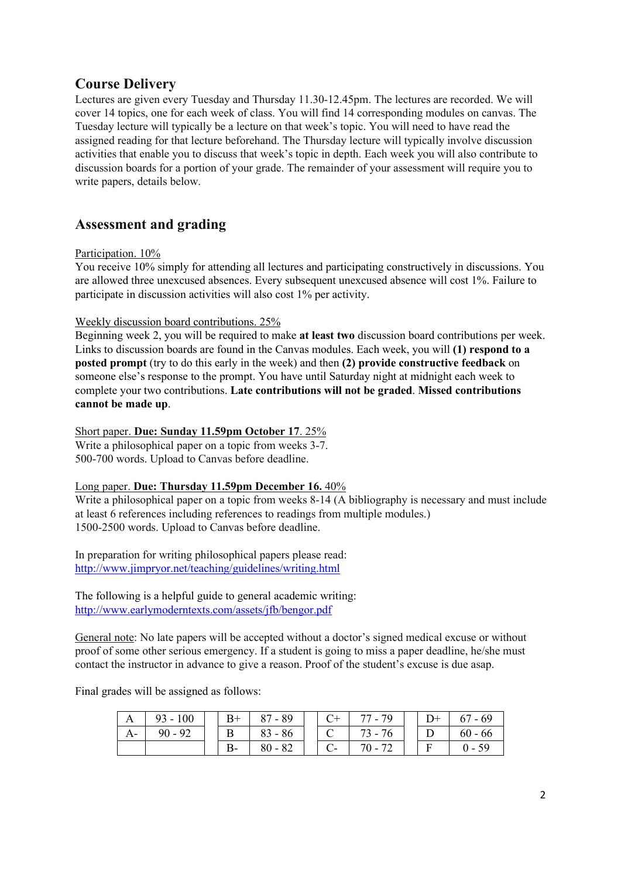## Course Delivery

Lectures are given every Tuesday and Thursday 11.30-12.45pm. The lectures are recorded. We will cover 14 topics, one for each week of class. You will find 14 corresponding modules on canvas. The Tuesday lecture will typically be a lecture on that week's topic. You will need to have read the assigned reading for that lecture beforehand. The Thursday lecture will typically involve discussion activities that enable you to discuss that week's topic in depth. Each week you will also contribute to discussion boards for a portion of your grade. The remainder of your assessment will require you to write papers, details below.

## Assessment and grading

<u>Participation. 10%</u>

You receive 10% simply for attending all lectures and participating constructively in discussions. You are allowed three unexcused absences. Every subsequent unexcused absence will cost 1%. Failure to participate in discussion activities will also cost 1% per activity.

<u>Weekly discussion board contributions. 25%</u>

Beginning week 2, you will be required to make **at least two** discussion board contributions per week. Links to discussion boards are found in the Canvas modules. Each week, you will **(1) respond to a posted prompt** (try to do this early in the week) and then **(2) provide constructive feedback** on someone else's response to the prompt. You have until Saturday night at midnight each week to complete your two contributions. **Late contributions will not be graded**. **Missed contributions cannot be made up**.

<u>Short paper. **Due: Sunday 11.59pm October 17**. 25%</u>

Write a philosophical paper on a topic from weeks 3-7.
500-700 words. Upload to Canvas before deadline.

<u>Long paper. **Due: Thursday 11.59pm December 16.** 40%</u>

Write a philosophical paper on a topic from weeks 8-14 (A bibliography is necessary and must include at least 6 references including references to readings from multiple modules.)
1500-2500 words. Upload to Canvas before deadline.

In preparation for writing philosophical papers please read:
http://www.jimpryor.net/teaching/guidelines/writing.html

The following is a helpful guide to general academic writing:
http://www.earlymoderntexts.com/assets/jfb/bengor.pdf

<u>General note</u>: No late papers will be accepted without a doctor's signed medical excuse or without proof of some other serious emergency. If a student is going to miss a paper deadline, he/she must contact the instructor in advance to give a reason. Proof of the student's excuse is due asap.

Final grades will be assigned as follows:

| | | | | | | | | | | |
|---|---|---|---|---|---|---|---|---|---|---|
| A | 93 - 100 | | B+ | 87 - 89 | | C+ | 77 - 79 | | D+ | 67 - 69 |
| A- | 90 - 92 | | B | 83 - 86 | | C | 73 - 76 | | D | 60 - 66 |
| | | | B- | 80 - 82 | | C- | 70 - 72 | | F | 0 - 59 |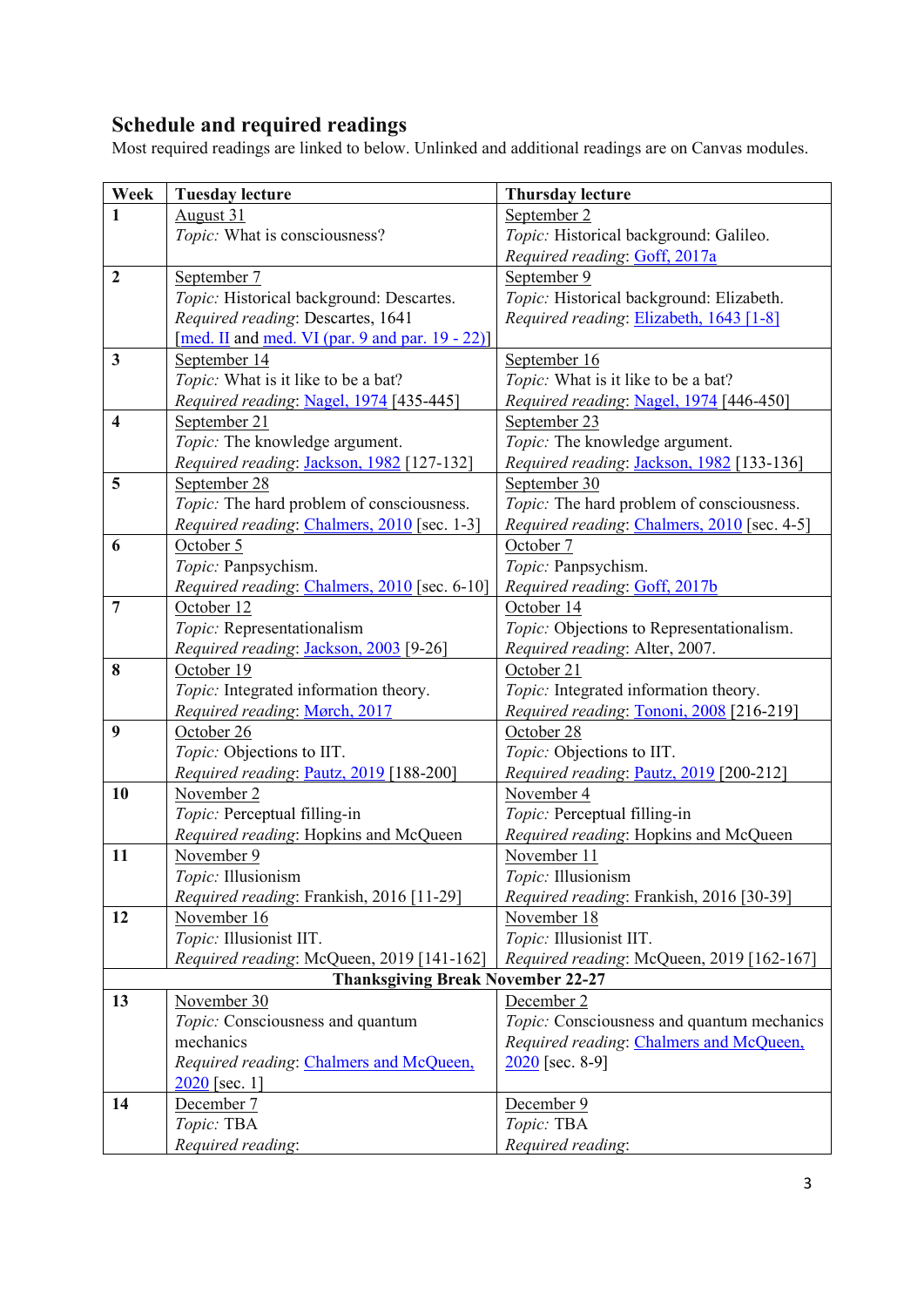## Schedule and required readings

Most required readings are linked to below. Unlinked and additional readings are on Canvas modules.

| Week | Tuesday lecture | Thursday lecture |
|---|---|---|
| **1** | August 31<br>*Topic:* What is consciousness? | September 2<br>*Topic:* Historical background: Galileo.<br>*Required reading*: Goff, 2017a |
| **2** | September 7<br>*Topic:* Historical background: Descartes.<br>*Required reading*: Descartes, 1641 [med. II and med. VI (par. 9 and par. 19 - 22)] | September 9<br>*Topic:* Historical background: Elizabeth.<br>*Required reading*: Elizabeth, 1643 [1-8] |
| **3** | September 14<br>*Topic:* What is it like to be a bat?<br>*Required reading*: Nagel, 1974 [435-445] | September 16<br>*Topic:* What is it like to be a bat?<br>*Required reading*: Nagel, 1974 [446-450] |
| **4** | September 21<br>*Topic:* The knowledge argument.<br>*Required reading*: Jackson, 1982 [127-132] | September 23<br>*Topic:* The knowledge argument.<br>*Required reading*: Jackson, 1982 [133-136] |
| **5** | September 28<br>*Topic:* The hard problem of consciousness.<br>*Required reading*: Chalmers, 2010 [sec. 1-3] | September 30<br>*Topic:* The hard problem of consciousness.<br>*Required reading*: Chalmers, 2010 [sec. 4-5] |
| **6** | October 5<br>*Topic:* Panpsychism.<br>*Required reading*: Chalmers, 2010 [sec. 6-10] | October 7<br>*Topic:* Panpsychism.<br>*Required reading*: Goff, 2017b |
| **7** | October 12<br>*Topic:* Representationalism<br>*Required reading*: Jackson, 2003 [9-26] | October 14<br>*Topic:* Objections to Representationalism.<br>*Required reading*: Alter, 2007. |
| **8** | October 19<br>*Topic:* Integrated information theory.<br>*Required reading*: Mørch, 2017 | October 21<br>*Topic:* Integrated information theory.<br>*Required reading*: Tononi, 2008 [216-219] |
| **9** | October 26<br>*Topic:* Objections to IIT.<br>*Required reading*: Pautz, 2019 [188-200] | October 28<br>*Topic:* Objections to IIT.<br>*Required reading*: Pautz, 2019 [200-212] |
| **10** | November 2<br>*Topic:* Perceptual filling-in<br>*Required reading*: Hopkins and McQueen | November 4<br>*Topic:* Perceptual filling-in<br>*Required reading*: Hopkins and McQueen |
| **11** | November 9<br>*Topic:* Illusionism<br>*Required reading*: Frankish, 2016 [11-29] | November 11<br>*Topic:* Illusionism<br>*Required reading*: Frankish, 2016 [30-39] |
| **12** | November 16<br>*Topic:* Illusionist IIT.<br>*Required reading*: McQueen, 2019 [141-162] | November 18<br>*Topic:* Illusionist IIT.<br>*Required reading*: McQueen, 2019 [162-167] |
| | **Thanksgiving Break November 22-27** | |
| **13** | November 30<br>*Topic:* Consciousness and quantum mechanics<br>*Required reading*: Chalmers and McQueen, 2020 [sec. 1] | December 2<br>*Topic:* Consciousness and quantum mechanics<br>*Required reading*: Chalmers and McQueen, 2020 [sec. 8-9] |
| **14** | December 7<br>*Topic:* TBA<br>*Required reading*: | December 9<br>*Topic:* TBA<br>*Required reading*: |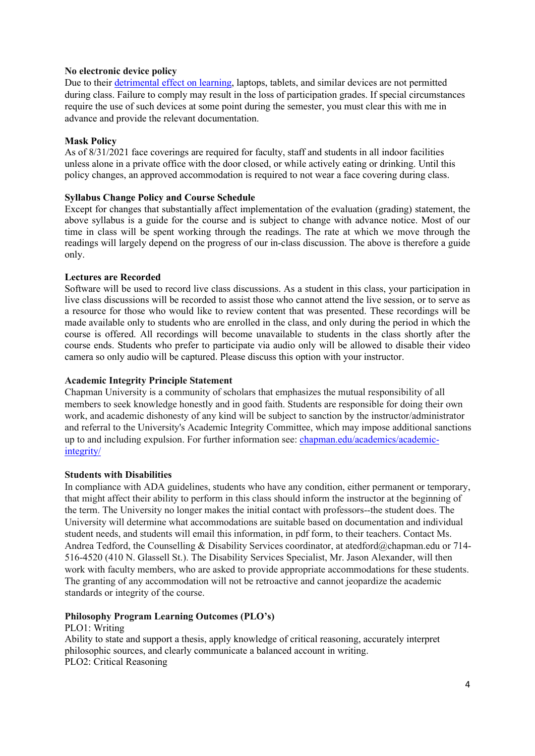**No electronic device policy**

Due to their [detrimental effect on learning](), laptops, tablets, and similar devices are not permitted during class. Failure to comply may result in the loss of participation grades. If special circumstances require the use of such devices at some point during the semester, you must clear this with me in advance and provide the relevant documentation.

**Mask Policy**

As of 8/31/2021 face coverings are required for faculty, staff and students in all indoor facilities unless alone in a private office with the door closed, or while actively eating or drinking. Until this policy changes, an approved accommodation is required to not wear a face covering during class.

**Syllabus Change Policy and Course Schedule**

Except for changes that substantially affect implementation of the evaluation (grading) statement, the above syllabus is a guide for the course and is subject to change with advance notice. Most of our time in class will be spent working through the readings. The rate at which we move through the readings will largely depend on the progress of our in-class discussion. The above is therefore a guide only.

**Lectures are Recorded**

Software will be used to record live class discussions. As a student in this class, your participation in live class discussions will be recorded to assist those who cannot attend the live session, or to serve as a resource for those who would like to review content that was presented. These recordings will be made available only to students who are enrolled in the class, and only during the period in which the course is offered. All recordings will become unavailable to students in the class shortly after the course ends. Students who prefer to participate via audio only will be allowed to disable their video camera so only audio will be captured. Please discuss this option with your instructor.

**Academic Integrity Principle Statement**

Chapman University is a community of scholars that emphasizes the mutual responsibility of all members to seek knowledge honestly and in good faith. Students are responsible for doing their own work, and academic dishonesty of any kind will be subject to sanction by the instructor/administrator and referral to the University's Academic Integrity Committee, which may impose additional sanctions up to and including expulsion. For further information see: [chapman.edu/academics/academic-integrity/]()

**Students with Disabilities**

In compliance with ADA guidelines, students who have any condition, either permanent or temporary, that might affect their ability to perform in this class should inform the instructor at the beginning of the term. The University no longer makes the initial contact with professors--the student does. The University will determine what accommodations are suitable based on documentation and individual student needs, and students will email this information, in pdf form, to their teachers. Contact Ms. Andrea Tedford, the Counselling & Disability Services coordinator, at atedford@chapman.edu or 714-516-4520 (410 N. Glassell St.). The Disability Services Specialist, Mr. Jason Alexander, will then work with faculty members, who are asked to provide appropriate accommodations for these students. The granting of any accommodation will not be retroactive and cannot jeopardize the academic standards or integrity of the course.

**Philosophy Program Learning Outcomes (PLO's)**

PLO1: Writing

Ability to state and support a thesis, apply knowledge of critical reasoning, accurately interpret philosophic sources, and clearly communicate a balanced account in writing.

PLO2: Critical Reasoning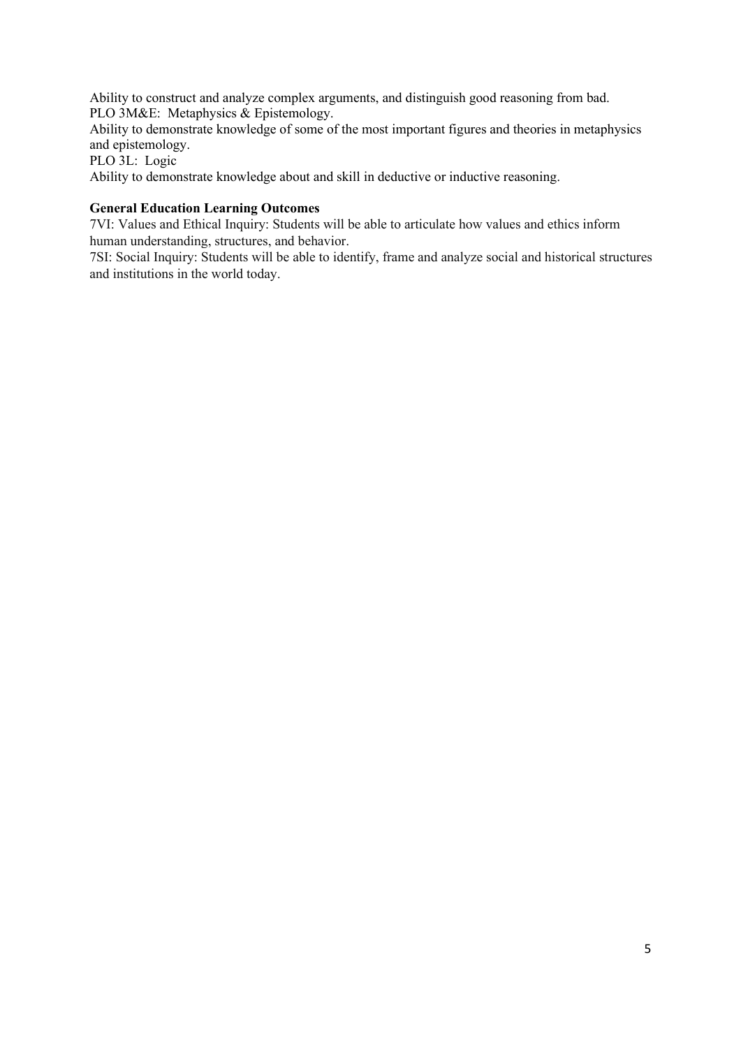Ability to construct and analyze complex arguments, and distinguish good reasoning from bad.
PLO 3M&E: Metaphysics & Epistemology.
Ability to demonstrate knowledge of some of the most important figures and theories in metaphysics and epistemology.
PLO 3L: Logic
Ability to demonstrate knowledge about and skill in deductive or inductive reasoning.

**General Education Learning Outcomes**

7VI: Values and Ethical Inquiry: Students will be able to articulate how values and ethics inform human understanding, structures, and behavior.
7SI: Social Inquiry: Students will be able to identify, frame and analyze social and historical structures and institutions in the world today.